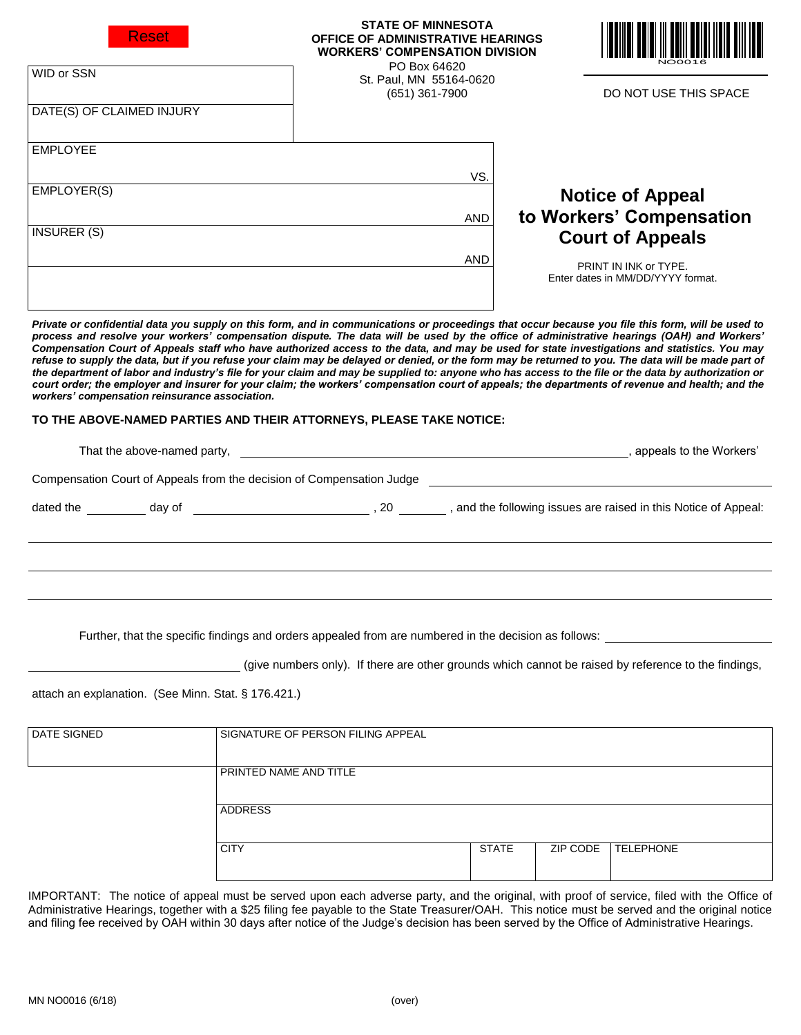Reset

**STATE OF MINNESOTA**
**OFFICE OF ADMINISTRATIVE HEARINGS**
**WORKERS' COMPENSATION DIVISION**
PO Box 64620
St. Paul, MN 55164-0620
(651) 361-7900

NO0016

DO NOT USE THIS SPACE

| WID or SSN |
|---|
| DATE(S) OF CLAIMED INJURY |

| |
|---|
| EMPLOYEE<br><br>VS. |
| EMPLOYER(S)<br><br>AND |
| INSURER (S)<br><br>AND |
| |

# Notice of Appeal to Workers' Compensation Court of Appeals

PRINT IN INK or TYPE.
Enter dates in MM/DD/YYYY format.

***Private or confidential data you supply on this form, and in communications or proceedings that occur because you file this form, will be used to process and resolve your workers' compensation dispute. The data will be used by the office of administrative hearings (OAH) and Workers' Compensation Court of Appeals staff who have authorized access to the data, and may be used for state investigations and statistics. You may refuse to supply the data, but if you refuse your claim may be delayed or denied, or the form may be returned to you. The data will be made part of the department of labor and industry's file for your claim and may be supplied to: anyone who has access to the file or the data by authorization or court order; the employer and insurer for your claim; the workers' compensation court of appeals; the departments of revenue and health; and the workers' compensation reinsurance association.***

**TO THE ABOVE-NAMED PARTIES AND THEIR ATTORNEYS, PLEASE TAKE NOTICE:**

That the above-named party, ______________________________, appeals to the Workers' Compensation Court of Appeals from the decision of Compensation Judge ______________________________ dated the ________ day of ______________________, 20 ______, and the following issues are raised in this Notice of Appeal:

______________________________________________________________________

______________________________________________________________________

______________________________________________________________________

Further, that the specific findings and orders appealed from are numbered in the decision as follows: ______________________________ (give numbers only). If there are other grounds which cannot be raised by reference to the findings, attach an explanation. (See Minn. Stat. § 176.421.)

| DATE SIGNED | SIGNATURE OF PERSON FILING APPEAL | | | |
|---|---|---|---|---|
| | PRINTED NAME AND TITLE | | | |
| | ADDRESS | | | |
| | CITY | STATE | ZIP CODE | TELEPHONE |

IMPORTANT: The notice of appeal must be served upon each adverse party, and the original, with proof of service, filed with the Office of Administrative Hearings, together with a $25 filing fee payable to the State Treasurer/OAH. This notice must be served and the original notice and filing fee received by OAH within 30 days after notice of the Judge's decision has been served by the Office of Administrative Hearings.

MN NO0016 (6/18)

(over)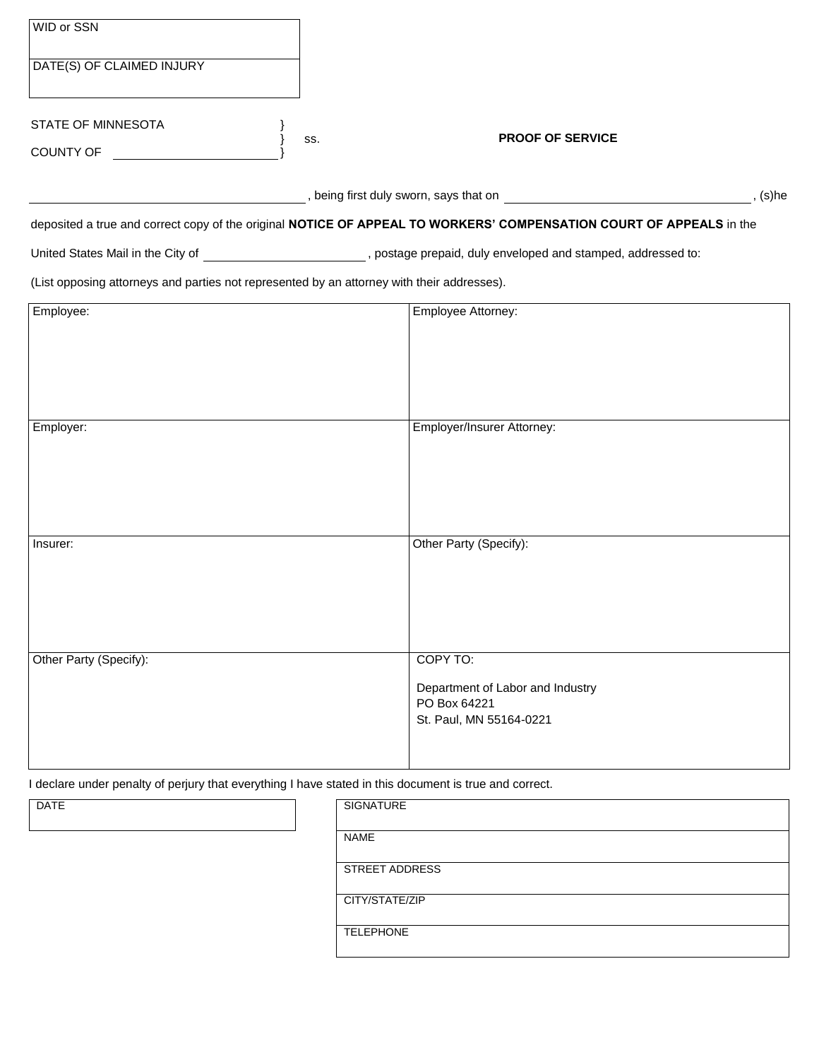| WID or SSN |
| --- |
| DATE(S) OF CLAIMED INJURY |

STATE OF MINNESOTA }
} ss.
COUNTY OF ____________________ }

**PROOF OF SERVICE**

______________________________, being first duly sworn, says that on ______________________________, (s)he deposited a true and correct copy of the original **NOTICE OF APPEAL TO WORKERS' COMPENSATION COURT OF APPEALS** in the United States Mail in the City of ____________________, postage prepaid, duly enveloped and stamped, addressed to:

(List opposing attorneys and parties not represented by an attorney with their addresses).

| | |
| --- | --- |
| Employee: | Employee Attorney: |
| Employer: | Employer/Insurer Attorney: |
| Insurer: | Other Party (Specify): |
| Other Party (Specify): | COPY TO:<br><br>Department of Labor and Industry<br>PO Box 64221<br>St. Paul, MN 55164-0221 |

I declare under penalty of perjury that everything I have stated in this document is true and correct.

| | |
| --- | --- |
| DATE | SIGNATURE |
| | NAME |
| | STREET ADDRESS |
| | CITY/STATE/ZIP |
| | TELEPHONE |